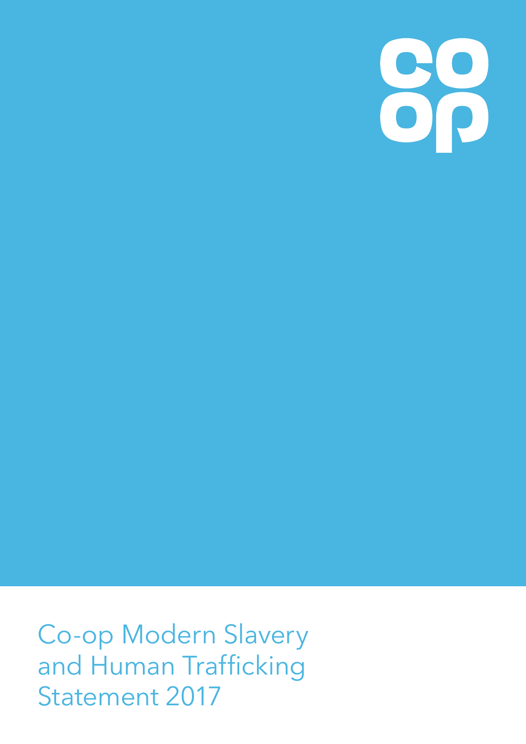co
op

# Co-op Modern Slavery and Human Trafficking Statement 2017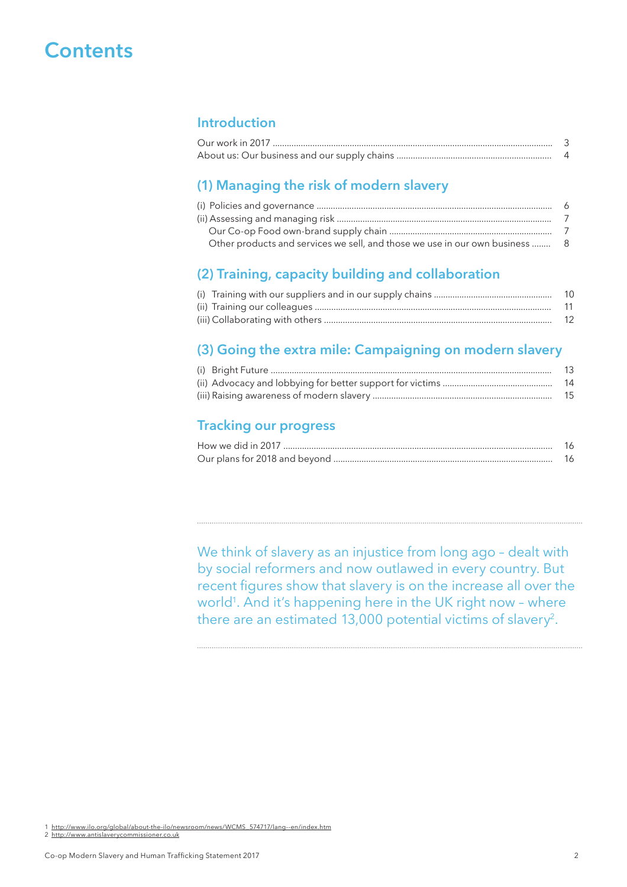# Contents

## Introduction

Our work in 2017 ... 3
About us: Our business and our supply chains ... 4

## (1) Managing the risk of modern slavery

(i) Policies and governance ... 6
(ii) Assessing and managing risk ... 7
Our Co-op Food own-brand supply chain ... 7
Other products and services we sell, and those we use in our own business ... 8

## (2) Training, capacity building and collaboration

(i) Training with our suppliers and in our supply chains ... 10
(ii) Training our colleagues ... 11
(iii) Collaborating with others ... 12

## (3) Going the extra mile: Campaigning on modern slavery

(i) Bright Future ... 13
(ii) Advocacy and lobbying for better support for victims ... 14
(iii) Raising awareness of modern slavery ... 15

## Tracking our progress

How we did in 2017 ... 16
Our plans for 2018 and beyond ... 16

---

We think of slavery as an injustice from long ago – dealt with by social reformers and now outlawed in every country. But recent figures show that slavery is on the increase all over the world[1]. And it's happening here in the UK right now – where there are an estimated 13,000 potential victims of slavery[2].

---

1 http://www.ilo.org/global/about-the-ilo/newsroom/news/WCMS_574717/lang--en/index.htm
2 http://www.antislaverycommissioner.co.uk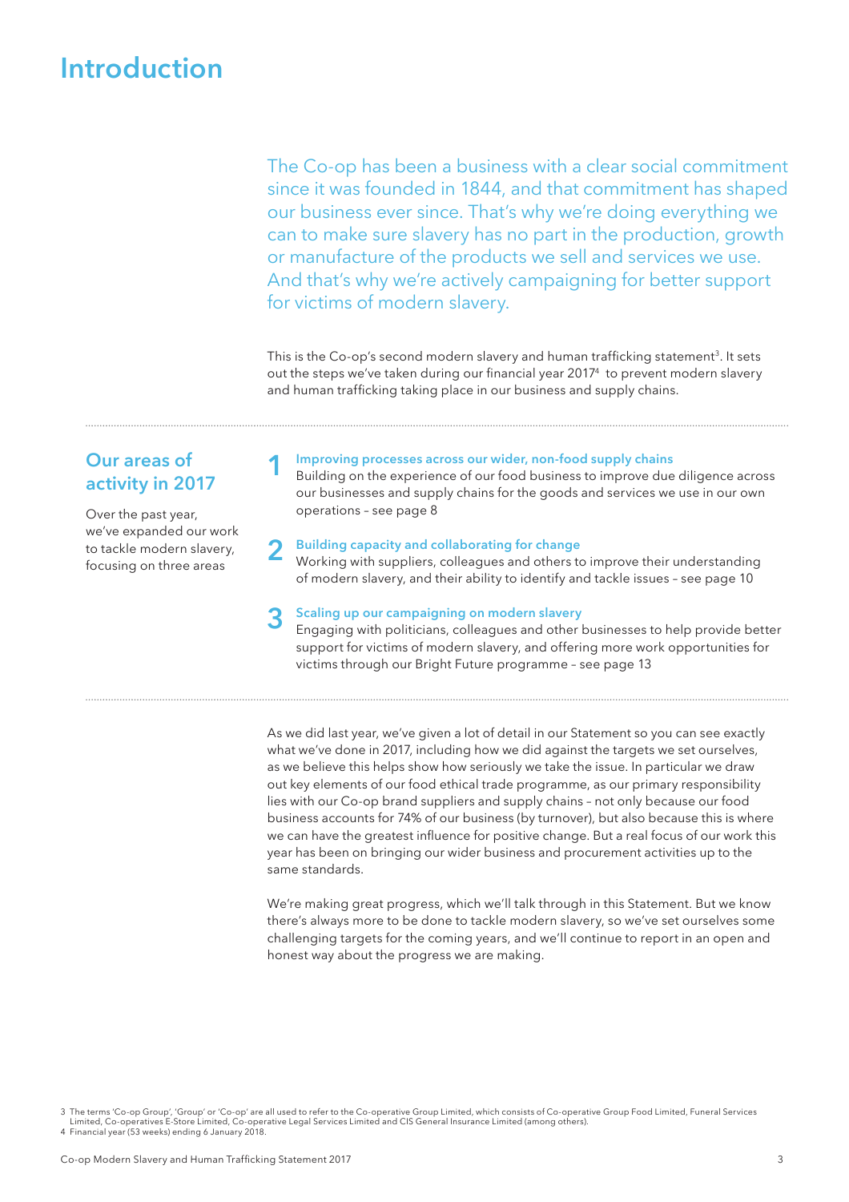# Introduction

The Co-op has been a business with a clear social commitment since it was founded in 1844, and that commitment has shaped our business ever since. That's why we're doing everything we can to make sure slavery has no part in the production, growth or manufacture of the products we sell and services we use. And that's why we're actively campaigning for better support for victims of modern slavery.

This is the Co-op's second modern slavery and human trafficking statement[3]. It sets out the steps we've taken during our financial year 2017[4] to prevent modern slavery and human trafficking taking place in our business and supply chains.

## Our areas of activity in 2017

Over the past year, we've expanded our work to tackle modern slavery, focusing on three areas

**1 Improving processes across our wider, non-food supply chains**
Building on the experience of our food business to improve due diligence across our businesses and supply chains for the goods and services we use in our own operations – see page 8

**2 Building capacity and collaborating for change**
Working with suppliers, colleagues and others to improve their understanding of modern slavery, and their ability to identify and tackle issues – see page 10

**3 Scaling up our campaigning on modern slavery**
Engaging with politicians, colleagues and other businesses to help provide better support for victims of modern slavery, and offering more work opportunities for victims through our Bright Future programme – see page 13

As we did last year, we've given a lot of detail in our Statement so you can see exactly what we've done in 2017, including how we did against the targets we set ourselves, as we believe this helps show how seriously we take the issue. In particular we draw out key elements of our food ethical trade programme, as our primary responsibility lies with our Co-op brand suppliers and supply chains – not only because our food business accounts for 74% of our business (by turnover), but also because this is where we can have the greatest influence for positive change. But a real focus of our work this year has been on bringing our wider business and procurement activities up to the same standards.

We're making great progress, which we'll talk through in this Statement. But we know there's always more to be done to tackle modern slavery, so we've set ourselves some challenging targets for the coming years, and we'll continue to report in an open and honest way about the progress we are making.

3 The terms 'Co-op Group', 'Group' or 'Co-op' are all used to refer to the Co-operative Group Limited, which consists of Co-operative Group Food Limited, Funeral Services Limited, Co-operatives E-Store Limited, Co-operative Legal Services Limited and CIS General Insurance Limited (among others).
4 Financial year (53 weeks) ending 6 January 2018.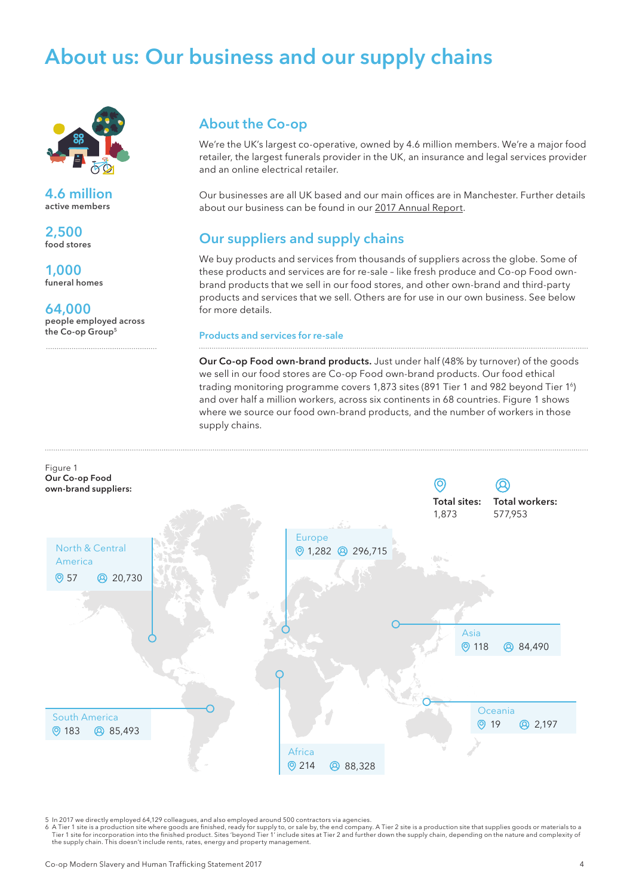# About us: Our business and our supply chains

**4.6 million**
active members

**2,500**
food stores

**1,000**
funeral homes

**64,000**
people employed across the Co-op Group[5]

## About the Co-op

We're the UK's largest co-operative, owned by 4.6 million members. We're a major food retailer, the largest funerals provider in the UK, an insurance and legal services provider and an online electrical retailer.

Our businesses are all UK based and our main offices are in Manchester. Further details about our business can be found in our 2017 Annual Report.

## Our suppliers and supply chains

We buy products and services from thousands of suppliers across the globe. Some of these products and services are for re-sale – like fresh produce and Co-op Food own-brand products that we sell in our food stores, and other own-brand and third-party products and services that we sell. Others are for use in our own business. See below for more details.

### Products and services for re-sale

**Our Co-op Food own-brand products.** Just under half (48% by turnover) of the goods we sell in our food stores are Co-op Food own-brand products. Our food ethical trading monitoring programme covers 1,873 sites (891 Tier 1 and 982 beyond Tier 1[6]) and over half a million workers, across six continents in 68 countries. Figure 1 shows where we source our food own-brand products, and the number of workers in those supply chains.

Figure 1
**Our Co-op Food own-brand suppliers:**

| Region | Sites | Workers |
|---|---|---|
| North & Central America | 57 | 20,730 |
| South America | 183 | 85,493 |
| Europe | 1,282 | 296,715 |
| Africa | 214 | 88,328 |
| Asia | 118 | 84,490 |
| Oceania | 19 | 2,197 |
| **Total** | **1,873** | **577,953** |

5 In 2017 we directly employed 64,129 colleagues, and also employed around 500 contractors via agencies.
6 A Tier 1 site is a production site where goods are finished, ready for supply to, or sale by, the end company. A Tier 2 site is a production site that supplies goods or materials to a Tier 1 site for incorporation into the finished product. Sites 'beyond Tier 1' include sites at Tier 2 and further down the supply chain, depending on the nature and complexity of the supply chain. This doesn't include rents, rates, energy and property management.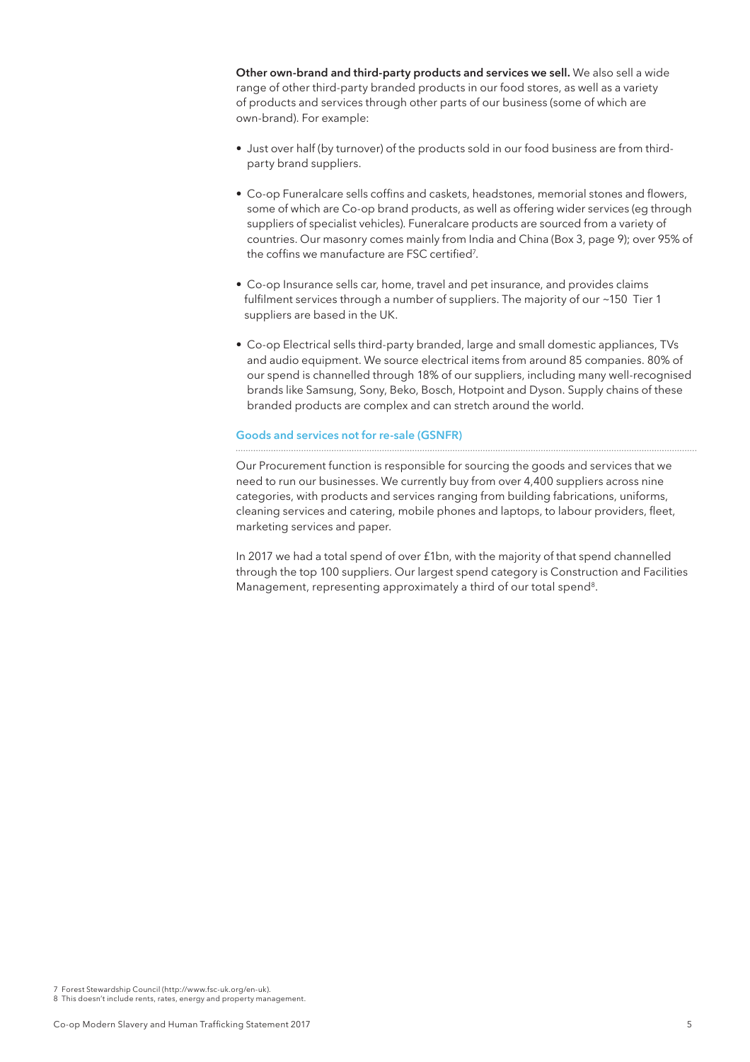**Other own-brand and third-party products and services we sell.** We also sell a wide range of other third-party branded products in our food stores, as well as a variety of products and services through other parts of our business (some of which are own-brand). For example:

- Just over half (by turnover) of the products sold in our food business are from third-party brand suppliers.
- Co-op Funeralcare sells coffins and caskets, headstones, memorial stones and flowers, some of which are Co-op brand products, as well as offering wider services (eg through suppliers of specialist vehicles). Funeralcare products are sourced from a variety of countries. Our masonry comes mainly from India and China (Box 3, page 9); over 95% of the coffins we manufacture are FSC certified[7].
- Co-op Insurance sells car, home, travel and pet insurance, and provides claims fulfilment services through a number of suppliers. The majority of our ~150 Tier 1 suppliers are based in the UK.
- Co-op Electrical sells third-party branded, large and small domestic appliances, TVs and audio equipment. We source electrical items from around 85 companies. 80% of our spend is channelled through 18% of our suppliers, including many well-recognised brands like Samsung, Sony, Beko, Bosch, Hotpoint and Dyson. Supply chains of these branded products are complex and can stretch around the world.

## Goods and services not for re-sale (GSNFR)

Our Procurement function is responsible for sourcing the goods and services that we need to run our businesses. We currently buy from over 4,400 suppliers across nine categories, with products and services ranging from building fabrications, uniforms, cleaning services and catering, mobile phones and laptops, to labour providers, fleet, marketing services and paper.

In 2017 we had a total spend of over £1bn, with the majority of that spend channelled through the top 100 suppliers. Our largest spend category is Construction and Facilities Management, representing approximately a third of our total spend[8].

7 Forest Stewardship Council (http://www.fsc-uk.org/en-uk).
8 This doesn't include rents, rates, energy and property management.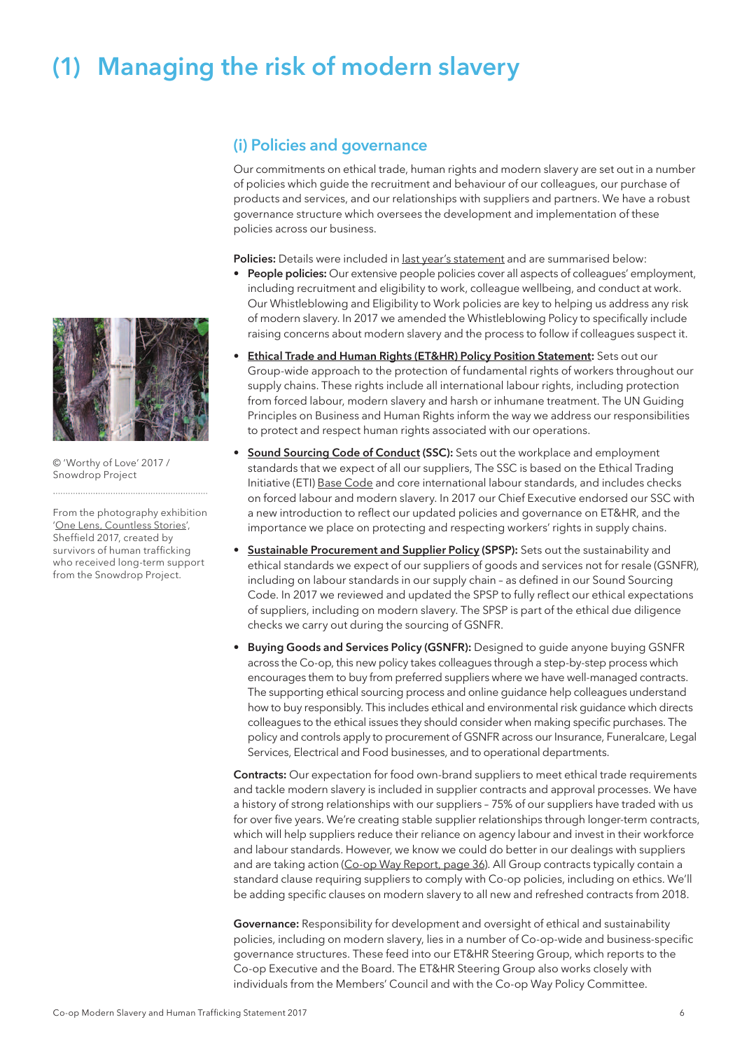# (1) Managing the risk of modern slavery

© 'Worthy of Love' 2017 / Snowdrop Project

From the photography exhibition 'One Lens, Countless Stories', Sheffield 2017, created by survivors of human trafficking who received long-term support from the Snowdrop Project.

## (i) Policies and governance

Our commitments on ethical trade, human rights and modern slavery are set out in a number of policies which guide the recruitment and behaviour of our colleagues, our purchase of products and services, and our relationships with suppliers and partners. We have a robust governance structure which oversees the development and implementation of these policies across our business.

**Policies:** Details were included in last year's statement and are summarised below:

- **People policies:** Our extensive people policies cover all aspects of colleagues' employment, including recruitment and eligibility to work, colleague wellbeing, and conduct at work. Our Whistleblowing and Eligibility to Work policies are key to helping us address any risk of modern slavery. In 2017 we amended the Whistleblowing Policy to specifically include raising concerns about modern slavery and the process to follow if colleagues suspect it.
- **Ethical Trade and Human Rights (ET&HR) Policy Position Statement:** Sets out our Group-wide approach to the protection of fundamental rights of workers throughout our supply chains. These rights include all international labour rights, including protection from forced labour, modern slavery and harsh or inhumane treatment. The UN Guiding Principles on Business and Human Rights inform the way we address our responsibilities to protect and respect human rights associated with our operations.
- **Sound Sourcing Code of Conduct (SSC):** Sets out the workplace and employment standards that we expect of all our suppliers, The SSC is based on the Ethical Trading Initiative (ETI) Base Code and core international labour standards, and includes checks on forced labour and modern slavery. In 2017 our Chief Executive endorsed our SSC with a new introduction to reflect our updated policies and governance on ET&HR, and the importance we place on protecting and respecting workers' rights in supply chains.
- **Sustainable Procurement and Supplier Policy (SPSP):** Sets out the sustainability and ethical standards we expect of our suppliers of goods and services not for resale (GSNFR), including on labour standards in our supply chain – as defined in our Sound Sourcing Code. In 2017 we reviewed and updated the SPSP to fully reflect our ethical expectations of suppliers, including on modern slavery. The SPSP is part of the ethical due diligence checks we carry out during the sourcing of GSNFR.
- **Buying Goods and Services Policy (GSNFR):** Designed to guide anyone buying GSNFR across the Co-op, this new policy takes colleagues through a step-by-step process which encourages them to buy from preferred suppliers where we have well-managed contracts. The supporting ethical sourcing process and online guidance help colleagues understand how to buy responsibly. This includes ethical and environmental risk guidance which directs colleagues to the ethical issues they should consider when making specific purchases. The policy and controls apply to procurement of GSNFR across our Insurance, Funeralcare, Legal Services, Electrical and Food businesses, and to operational departments.

**Contracts:** Our expectation for food own-brand suppliers to meet ethical trade requirements and tackle modern slavery is included in supplier contracts and approval processes. We have a history of strong relationships with our suppliers – 75% of our suppliers have traded with us for over five years. We're creating stable supplier relationships through longer-term contracts, which will help suppliers reduce their reliance on agency labour and invest in their workforce and labour standards. However, we know we could do better in our dealings with suppliers and are taking action (Co-op Way Report, page 36). All Group contracts typically contain a standard clause requiring suppliers to comply with Co-op policies, including on ethics. We'll be adding specific clauses on modern slavery to all new and refreshed contracts from 2018.

**Governance:** Responsibility for development and oversight of ethical and sustainability policies, including on modern slavery, lies in a number of Co-op-wide and business-specific governance structures. These feed into our ET&HR Steering Group, which reports to the Co-op Executive and the Board. The ET&HR Steering Group also works closely with individuals from the Members' Council and with the Co-op Way Policy Committee.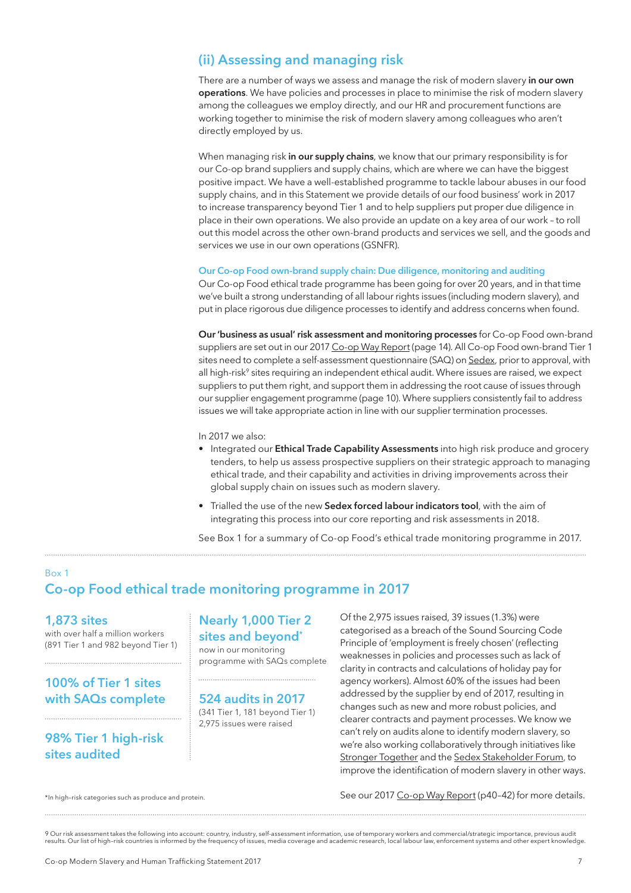## (ii) Assessing and managing risk

There are a number of ways we assess and manage the risk of modern slavery **in our own operations**. We have policies and processes in place to minimise the risk of modern slavery among the colleagues we employ directly, and our HR and procurement functions are working together to minimise the risk of modern slavery among colleagues who aren't directly employed by us.

When managing risk **in our supply chains**, we know that our primary responsibility is for our Co-op brand suppliers and supply chains, which are where we can have the biggest positive impact. We have a well-established programme to tackle labour abuses in our food supply chains, and in this Statement we provide details of our food business' work in 2017 to increase transparency beyond Tier 1 and to help suppliers put proper due diligence in place in their own operations. We also provide an update on a key area of our work – to roll out this model across the other own-brand products and services we sell, and the goods and services we use in our own operations (GSNFR).

### Our Co-op Food own-brand supply chain: Due diligence, monitoring and auditing

Our Co-op Food ethical trade programme has been going for over 20 years, and in that time we've built a strong understanding of all labour rights issues (including modern slavery), and put in place rigorous due diligence processes to identify and address concerns when found.

**Our 'business as usual' risk assessment and monitoring processes** for Co-op Food own-brand suppliers are set out in our 2017 Co-op Way Report (page 14). All Co-op Food own-brand Tier 1 sites need to complete a self-assessment questionnaire (SAQ) on Sedex, prior to approval, with all high-risk[9] sites requiring an independent ethical audit. Where issues are raised, we expect suppliers to put them right, and support them in addressing the root cause of issues through our supplier engagement programme (page 10). Where suppliers consistently fail to address issues we will take appropriate action in line with our supplier termination processes.

In 2017 we also:

- Integrated our **Ethical Trade Capability Assessments** into high risk produce and grocery tenders, to help us assess prospective suppliers on their strategic approach to managing ethical trade, and their capability and activities in driving improvements across their global supply chain on issues such as modern slavery.
- Trialled the use of the new **Sedex forced labour indicators tool**, with the aim of integrating this process into our core reporting and risk assessments in 2018.

See Box 1 for a summary of Co-op Food's ethical trade monitoring programme in 2017.

Box 1

### Co-op Food ethical trade monitoring programme in 2017

**1,873 sites**
with over half a million workers (891 Tier 1 and 982 beyond Tier 1)

**100% of Tier 1 sites with SAQs complete**

**98% Tier 1 high-risk sites audited**

**Nearly 1,000 Tier 2 sites and beyond***
now in our monitoring programme with SAQs complete

**524 audits in 2017**
(341 Tier 1, 181 beyond Tier 1)
2,975 issues were raised

Of the 2,975 issues raised, 39 issues (1.3%) were categorised as a breach of the Sound Sourcing Code Principle of 'employment is freely chosen' (reflecting weaknesses in policies and processes such as lack of clarity in contracts and calculations of holiday pay for agency workers). Almost 60% of the issues had been addressed by the supplier by end of 2017, resulting in changes such as new and more robust policies, and clearer contracts and payment processes. We know we can't rely on audits alone to identify modern slavery, so we're also working collaboratively through initiatives like Stronger Together and the Sedex Stakeholder Forum, to improve the identification of modern slavery in other ways.

See our 2017 Co-op Way Report (p40–42) for more details.

*In high-risk categories such as produce and protein.

9 Our risk assessment takes the following into account: country, industry, self-assessment information, use of temporary workers and commercial/strategic importance, previous audit results. Our list of high-risk countries is informed by the frequency of issues, media coverage and academic research, local labour law, enforcement systems and other expert knowledge.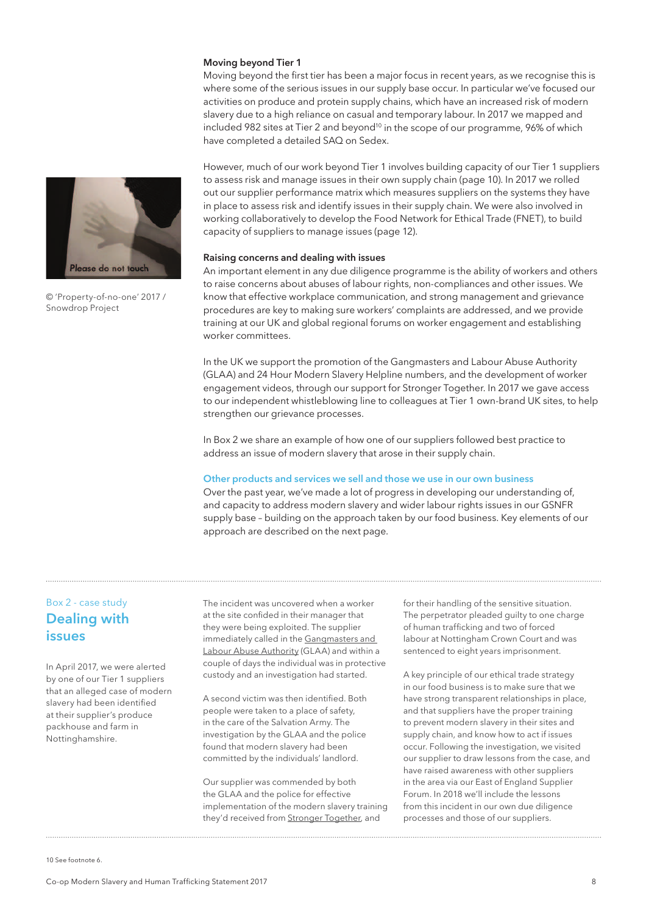### Moving beyond Tier 1

Moving beyond the first tier has been a major focus in recent years, as we recognise this is where some of the serious issues in our supply base occur. In particular we've focused our activities on produce and protein supply chains, which have an increased risk of modern slavery due to a high reliance on casual and temporary labour. In 2017 we mapped and included 982 sites at Tier 2 and beyond[10] in the scope of our programme, 96% of which have completed a detailed SAQ on Sedex.

However, much of our work beyond Tier 1 involves building capacity of our Tier 1 suppliers to assess risk and manage issues in their own supply chain (page 10). In 2017 we rolled out our supplier performance matrix which measures suppliers on the systems they have in place to assess risk and identify issues in their supply chain. We were also involved in working collaboratively to develop the Food Network for Ethical Trade (FNET), to build capacity of suppliers to manage issues (page 12).

© 'Property-of-no-one' 2017 / Snowdrop Project

### Raising concerns and dealing with issues

An important element in any due diligence programme is the ability of workers and others to raise concerns about abuses of labour rights, non-compliances and other issues. We know that effective workplace communication, and strong management and grievance procedures are key to making sure workers' complaints are addressed, and we provide training at our UK and global regional forums on worker engagement and establishing worker committees.

In the UK we support the promotion of the Gangmasters and Labour Abuse Authority (GLAA) and 24 Hour Modern Slavery Helpline numbers, and the development of worker engagement videos, through our support for Stronger Together. In 2017 we gave access to our independent whistleblowing line to colleagues at Tier 1 own-brand UK sites, to help strengthen our grievance processes.

In Box 2 we share an example of how one of our suppliers followed best practice to address an issue of modern slavery that arose in their supply chain.

### Other products and services we sell and those we use in our own business

Over the past year, we've made a lot of progress in developing our understanding of, and capacity to address modern slavery and wider labour rights issues in our GSNFR supply base – building on the approach taken by our food business. Key elements of our approach are described on the next page.

---

Box 2 - case study

## Dealing with issues

In April 2017, we were alerted by one of our Tier 1 suppliers that an alleged case of modern slavery had been identified at their supplier's produce packhouse and farm in Nottinghamshire.

The incident was uncovered when a worker at the site confided in their manager that they were being exploited. The supplier immediately called in the Gangmasters and Labour Abuse Authority (GLAA) and within a couple of days the individual was in protective custody and an investigation had started.

A second victim was then identified. Both people were taken to a place of safety, in the care of the Salvation Army. The investigation by the GLAA and the police found that modern slavery had been committed by the individuals' landlord.

Our supplier was commended by both the GLAA and the police for effective implementation of the modern slavery training they'd received from Stronger Together, and for their handling of the sensitive situation. The perpetrator pleaded guilty to one charge of human trafficking and two of forced labour at Nottingham Crown Court and was sentenced to eight years imprisonment.

A key principle of our ethical trade strategy in our food business is to make sure that we have strong transparent relationships in place, and that suppliers have the proper training to prevent modern slavery in their sites and supply chain, and know how to act if issues occur. Following the investigation, we visited our supplier to draw lessons from the case, and have raised awareness with other suppliers in the area via our East of England Supplier Forum. In 2018 we'll include the lessons from this incident in our own due diligence processes and those of our suppliers.

---

10 See footnote 6.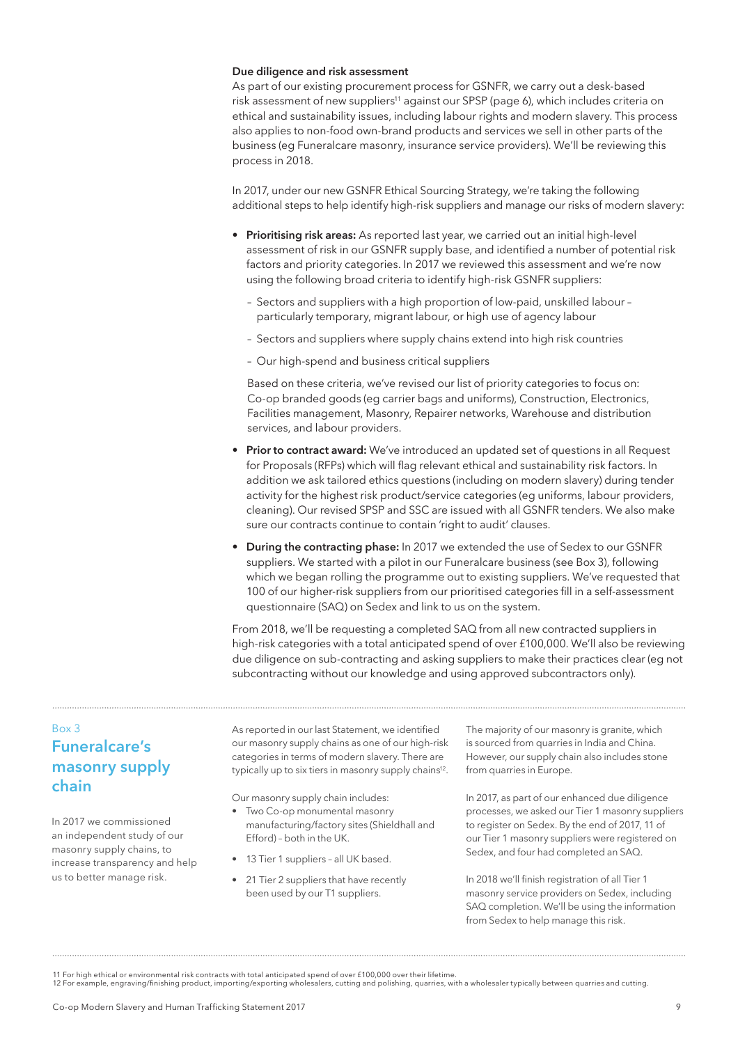### Due diligence and risk assessment

As part of our existing procurement process for GSNFR, we carry out a desk-based risk assessment of new suppliers[11] against our SPSP (page 6), which includes criteria on ethical and sustainability issues, including labour rights and modern slavery. This process also applies to non-food own-brand products and services we sell in other parts of the business (eg Funeralcare masonry, insurance service providers). We'll be reviewing this process in 2018.

In 2017, under our new GSNFR Ethical Sourcing Strategy, we're taking the following additional steps to help identify high-risk suppliers and manage our risks of modern slavery:

- **Prioritising risk areas:** As reported last year, we carried out an initial high-level assessment of risk in our GSNFR supply base, and identified a number of potential risk factors and priority categories. In 2017 we reviewed this assessment and we're now using the following broad criteria to identify high-risk GSNFR suppliers:
  - Sectors and suppliers with a high proportion of low-paid, unskilled labour – particularly temporary, migrant labour, or high use of agency labour
  - Sectors and suppliers where supply chains extend into high risk countries
  - Our high-spend and business critical suppliers

  Based on these criteria, we've revised our list of priority categories to focus on: Co-op branded goods (eg carrier bags and uniforms), Construction, Electronics, Facilities management, Masonry, Repairer networks, Warehouse and distribution services, and labour providers.

- **Prior to contract award:** We've introduced an updated set of questions in all Request for Proposals (RFPs) which will flag relevant ethical and sustainability risk factors. In addition we ask tailored ethics questions (including on modern slavery) during tender activity for the highest risk product/service categories (eg uniforms, labour providers, cleaning). Our revised SPSP and SSC are issued with all GSNFR tenders. We also make sure our contracts continue to contain 'right to audit' clauses.

- **During the contracting phase:** In 2017 we extended the use of Sedex to our GSNFR suppliers. We started with a pilot in our Funeralcare business (see Box 3), following which we began rolling the programme out to existing suppliers. We've requested that 100 of our higher-risk suppliers from our prioritised categories fill in a self-assessment questionnaire (SAQ) on Sedex and link to us on the system.

From 2018, we'll be requesting a completed SAQ from all new contracted suppliers in high-risk categories with a total anticipated spend of over £100,000. We'll also be reviewing due diligence on sub-contracting and asking suppliers to make their practices clear (eg not subcontracting without our knowledge and using approved subcontractors only).

---

Box 3

### Funeralcare's masonry supply chain

In 2017 we commissioned an independent study of our masonry supply chains, to increase transparency and help us to better manage risk.

As reported in our last Statement, we identified our masonry supply chains as one of our high-risk categories in terms of modern slavery. There are typically up to six tiers in masonry supply chains[12].

Our masonry supply chain includes:

- Two Co-op monumental masonry manufacturing/factory sites (Shieldhall and Efford) – both in the UK.
- 13 Tier 1 suppliers – all UK based.
- 21 Tier 2 suppliers that have recently been used by our T1 suppliers.

The majority of our masonry is granite, which is sourced from quarries in India and China. However, our supply chain also includes stone from quarries in Europe.

In 2017, as part of our enhanced due diligence processes, we asked our Tier 1 masonry suppliers to register on Sedex. By the end of 2017, 11 of our Tier 1 masonry suppliers were registered on Sedex, and four had completed an SAQ.

In 2018 we'll finish registration of all Tier 1 masonry service providers on Sedex, including SAQ completion. We'll be using the information from Sedex to help manage this risk.

---

11 For high ethical or environmental risk contracts with total anticipated spend of over £100,000 over their lifetime.
12 For example, engraving/finishing product, importing/exporting wholesalers, cutting and polishing, quarries, with a wholesaler typically between quarries and cutting.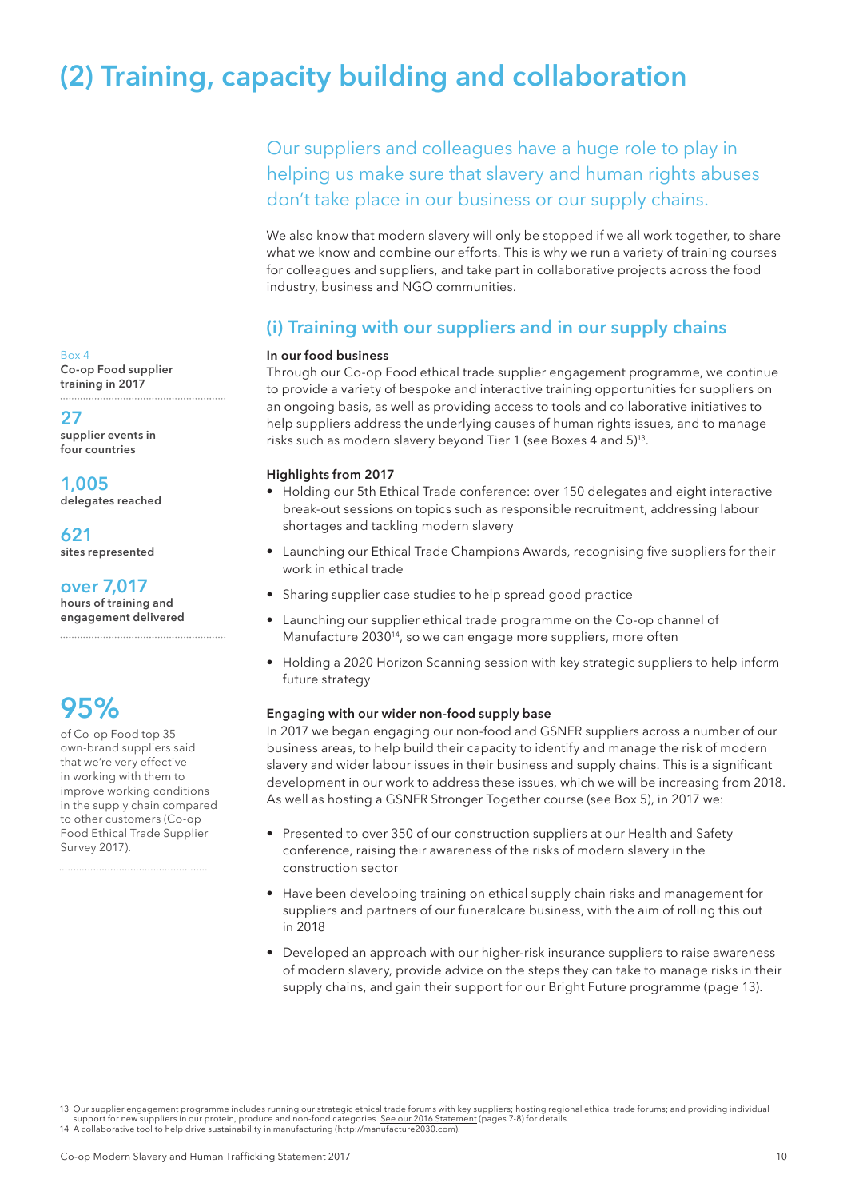# (2) Training, capacity building and collaboration

Our suppliers and colleagues have a huge role to play in helping us make sure that slavery and human rights abuses don't take place in our business or our supply chains.

We also know that modern slavery will only be stopped if we all work together, to share what we know and combine our efforts. This is why we run a variety of training courses for colleagues and suppliers, and take part in collaborative projects across the food industry, business and NGO communities.

## (i) Training with our suppliers and in our supply chains

**In our food business**

Through our Co-op Food ethical trade supplier engagement programme, we continue to provide a variety of bespoke and interactive training opportunities for suppliers on an ongoing basis, as well as providing access to tools and collaborative initiatives to help suppliers address the underlying causes of human rights issues, and to manage risks such as modern slavery beyond Tier 1 (see Boxes 4 and 5)[13].

Box 4

**Co-op Food supplier training in 2017**

**27** supplier events in four countries

**1,005** delegates reached

**621** sites represented

**over 7,017** hours of training and engagement delivered

**95%** of Co-op Food top 35 own-brand suppliers said that we're very effective in working with them to improve working conditions in the supply chain compared to other customers (Co-op Food Ethical Trade Supplier Survey 2017).

**Highlights from 2017**

- Holding our 5th Ethical Trade conference: over 150 delegates and eight interactive break-out sessions on topics such as responsible recruitment, addressing labour shortages and tackling modern slavery
- Launching our Ethical Trade Champions Awards, recognising five suppliers for their work in ethical trade
- Sharing supplier case studies to help spread good practice
- Launching our supplier ethical trade programme on the Co-op channel of Manufacture 2030[14], so we can engage more suppliers, more often
- Holding a 2020 Horizon Scanning session with key strategic suppliers to help inform future strategy

**Engaging with our wider non-food supply base**

In 2017 we began engaging our non-food and GSNFR suppliers across a number of our business areas, to help build their capacity to identify and manage the risk of modern slavery and wider labour issues in their business and supply chains. This is a significant development in our work to address these issues, which we will be increasing from 2018. As well as hosting a GSNFR Stronger Together course (see Box 5), in 2017 we:

- Presented to over 350 of our construction suppliers at our Health and Safety conference, raising their awareness of the risks of modern slavery in the construction sector
- Have been developing training on ethical supply chain risks and management for suppliers and partners of our funeralcare business, with the aim of rolling this out in 2018
- Developed an approach with our higher-risk insurance suppliers to raise awareness of modern slavery, provide advice on the steps they can take to manage risks in their supply chains, and gain their support for our Bright Future programme (page 13).

13 Our supplier engagement programme includes running our strategic ethical trade forums with key suppliers; hosting regional ethical trade forums; and providing individual support for new suppliers in our protein, produce and non-food categories. See our 2016 Statement (pages 7-8) for details.

14 A collaborative tool to help drive sustainability in manufacturing (http://manufacture2030.com).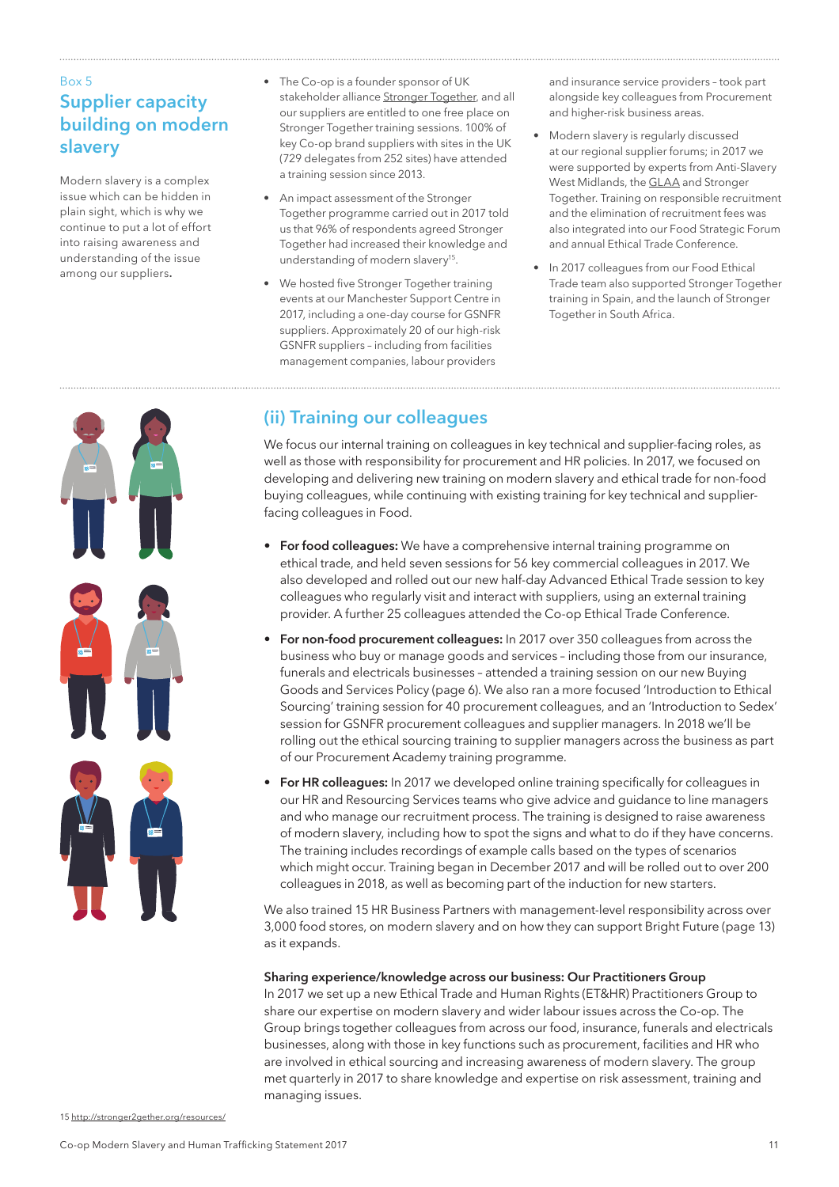Box 5

## Supplier capacity building on modern slavery

Modern slavery is a complex issue which can be hidden in plain sight, which is why we continue to put a lot of effort into raising awareness and understanding of the issue among our suppliers.

- The Co-op is a founder sponsor of UK stakeholder alliance Stronger Together, and all our suppliers are entitled to one free place on Stronger Together training sessions. 100% of key Co-op brand suppliers with sites in the UK (729 delegates from 252 sites) have attended a training session since 2013.
- An impact assessment of the Stronger Together programme carried out in 2017 told us that 96% of respondents agreed Stronger Together had increased their knowledge and understanding of modern slavery[15].
- We hosted five Stronger Together training events at our Manchester Support Centre in 2017, including a one-day course for GSNFR suppliers. Approximately 20 of our high-risk GSNFR suppliers – including from facilities management companies, labour providers and insurance service providers – took part alongside key colleagues from Procurement and higher-risk business areas.
- Modern slavery is regularly discussed at our regional supplier forums; in 2017 we were supported by experts from Anti-Slavery West Midlands, the GLAA and Stronger Together. Training on responsible recruitment and the elimination of recruitment fees was also integrated into our Food Strategic Forum and annual Ethical Trade Conference.
- In 2017 colleagues from our Food Ethical Trade team also supported Stronger Together training in Spain, and the launch of Stronger Together in South Africa.

## (ii) Training our colleagues

We focus our internal training on colleagues in key technical and supplier-facing roles, as well as those with responsibility for procurement and HR policies. In 2017, we focused on developing and delivering new training on modern slavery and ethical trade for non-food buying colleagues, while continuing with existing training for key technical and supplier-facing colleagues in Food.

- **For food colleagues:** We have a comprehensive internal training programme on ethical trade, and held seven sessions for 56 key commercial colleagues in 2017. We also developed and rolled out our new half-day Advanced Ethical Trade session to key colleagues who regularly visit and interact with suppliers, using an external training provider. A further 25 colleagues attended the Co-op Ethical Trade Conference.
- **For non-food procurement colleagues:** In 2017 over 350 colleagues from across the business who buy or manage goods and services – including those from our insurance, funerals and electricals businesses – attended a training session on our new Buying Goods and Services Policy (page 6). We also ran a more focused 'Introduction to Ethical Sourcing' training session for 40 procurement colleagues, and an 'Introduction to Sedex' session for GSNFR procurement colleagues and supplier managers. In 2018 we'll be rolling out the ethical sourcing training to supplier managers across the business as part of our Procurement Academy training programme.
- **For HR colleagues:** In 2017 we developed online training specifically for colleagues in our HR and Resourcing Services teams who give advice and guidance to line managers and who manage our recruitment process. The training is designed to raise awareness of modern slavery, including how to spot the signs and what to do if they have concerns. The training includes recordings of example calls based on the types of scenarios which might occur. Training began in December 2017 and will be rolled out to over 200 colleagues in 2018, as well as becoming part of the induction for new starters.

We also trained 15 HR Business Partners with management-level responsibility across over 3,000 food stores, on modern slavery and on how they can support Bright Future (page 13) as it expands.

**Sharing experience/knowledge across our business: Our Practitioners Group**

In 2017 we set up a new Ethical Trade and Human Rights (ET&HR) Practitioners Group to share our expertise on modern slavery and wider labour issues across the Co-op. The Group brings together colleagues from across our food, insurance, funerals and electricals businesses, along with those in key functions such as procurement, facilities and HR who are involved in ethical sourcing and increasing awareness of modern slavery. The group met quarterly in 2017 to share knowledge and expertise on risk assessment, training and managing issues.

15 http://stronger2gether.org/resources/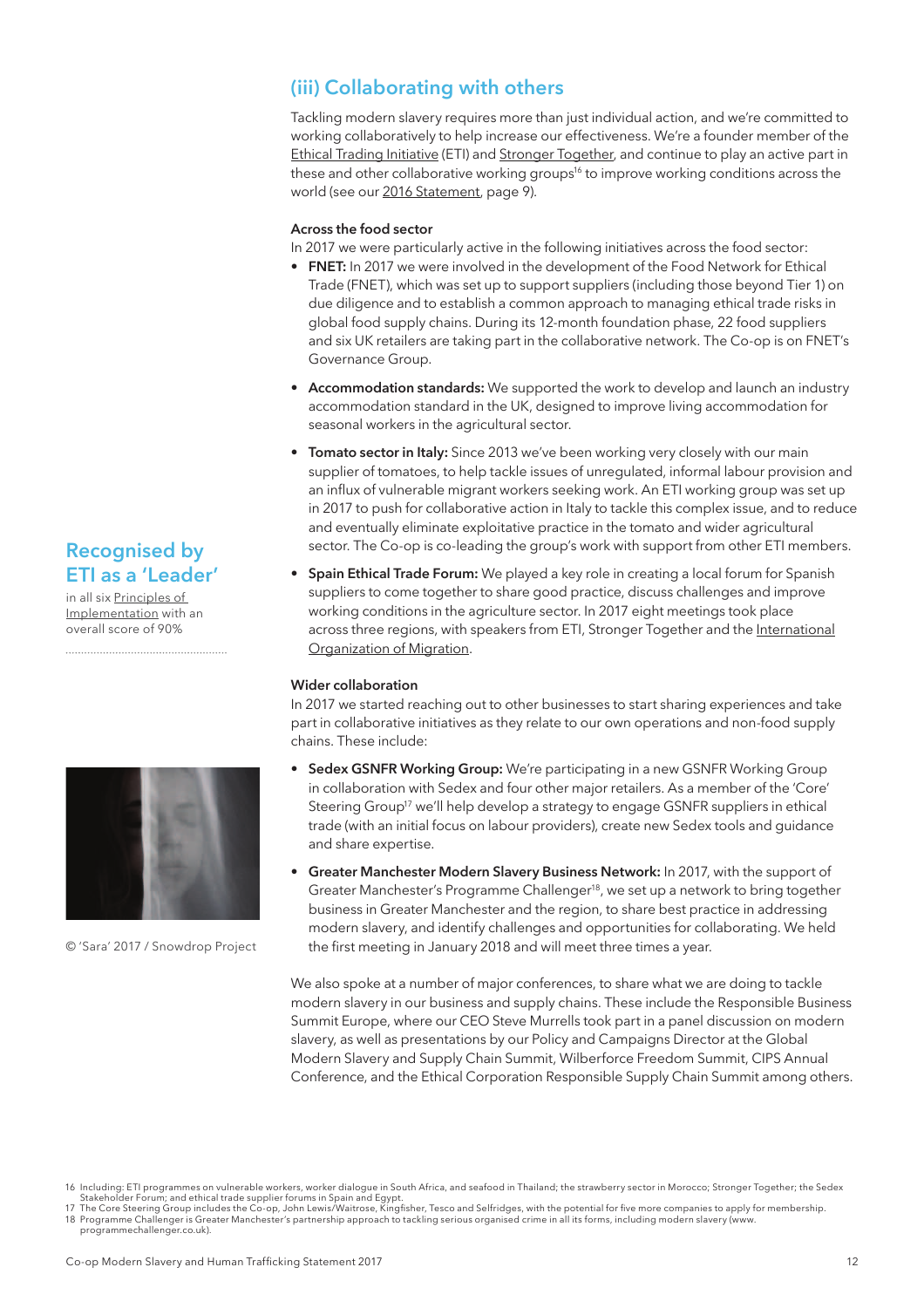## (iii) Collaborating with others

Tackling modern slavery requires more than just individual action, and we're committed to working collaboratively to help increase our effectiveness. We're a founder member of the Ethical Trading Initiative (ETI) and Stronger Together, and continue to play an active part in these and other collaborative working groups[16] to improve working conditions across the world (see our 2016 Statement, page 9).

### Across the food sector

In 2017 we were particularly active in the following initiatives across the food sector:

- **FNET:** In 2017 we were involved in the development of the Food Network for Ethical Trade (FNET), which was set up to support suppliers (including those beyond Tier 1) on due diligence and to establish a common approach to managing ethical trade risks in global food supply chains. During its 12-month foundation phase, 22 food suppliers and six UK retailers are taking part in the collaborative network. The Co-op is on FNET's Governance Group.
- **Accommodation standards:** We supported the work to develop and launch an industry accommodation standard in the UK, designed to improve living accommodation for seasonal workers in the agricultural sector.
- **Tomato sector in Italy:** Since 2013 we've been working very closely with our main supplier of tomatoes, to help tackle issues of unregulated, informal labour provision and an influx of vulnerable migrant workers seeking work. An ETI working group was set up in 2017 to push for collaborative action in Italy to tackle this complex issue, and to reduce and eventually eliminate exploitative practice in the tomato and wider agricultural sector. The Co-op is co-leading the group's work with support from other ETI members.
- **Spain Ethical Trade Forum:** We played a key role in creating a local forum for Spanish suppliers to come together to share good practice, discuss challenges and improve working conditions in the agriculture sector. In 2017 eight meetings took place across three regions, with speakers from ETI, Stronger Together and the International Organization of Migration.

### Wider collaboration

In 2017 we started reaching out to other businesses to start sharing experiences and take part in collaborative initiatives as they relate to our own operations and non-food supply chains. These include:

- **Sedex GSNFR Working Group:** We're participating in a new GSNFR Working Group in collaboration with Sedex and four other major retailers. As a member of the 'Core' Steering Group[17] we'll help develop a strategy to engage GSNFR suppliers in ethical trade (with an initial focus on labour providers), create new Sedex tools and guidance and share expertise.
- **Greater Manchester Modern Slavery Business Network:** In 2017, with the support of Greater Manchester's Programme Challenger[18], we set up a network to bring together business in Greater Manchester and the region, to share best practice in addressing modern slavery, and identify challenges and opportunities for collaborating. We held the first meeting in January 2018 and will meet three times a year.

We also spoke at a number of major conferences, to share what we are doing to tackle modern slavery in our business and supply chains. These include the Responsible Business Summit Europe, where our CEO Steve Murrells took part in a panel discussion on modern slavery, as well as presentations by our Policy and Campaigns Director at the Global Modern Slavery and Supply Chain Summit, Wilberforce Freedom Summit, CIPS Annual Conference, and the Ethical Corporation Responsible Supply Chain Summit among others.

**Recognised by ETI as a 'Leader'**

in all six Principles of Implementation with an overall score of 90%

© 'Sara' 2017 / Snowdrop Project

---

16 Including: ETI programmes on vulnerable workers, worker dialogue in South Africa, and seafood in Thailand; the strawberry sector in Morocco; Stronger Together; the Sedex Stakeholder Forum; and ethical trade supplier forums in Spain and Egypt.

17 The Core Steering Group includes the Co-op, John Lewis/Waitrose, Kingfisher, Tesco and Selfridges, with the potential for five more companies to apply for membership.

18 Programme Challenger is Greater Manchester's partnership approach to tackling serious organised crime in all its forms, including modern slavery (www.programmechallenger.co.uk).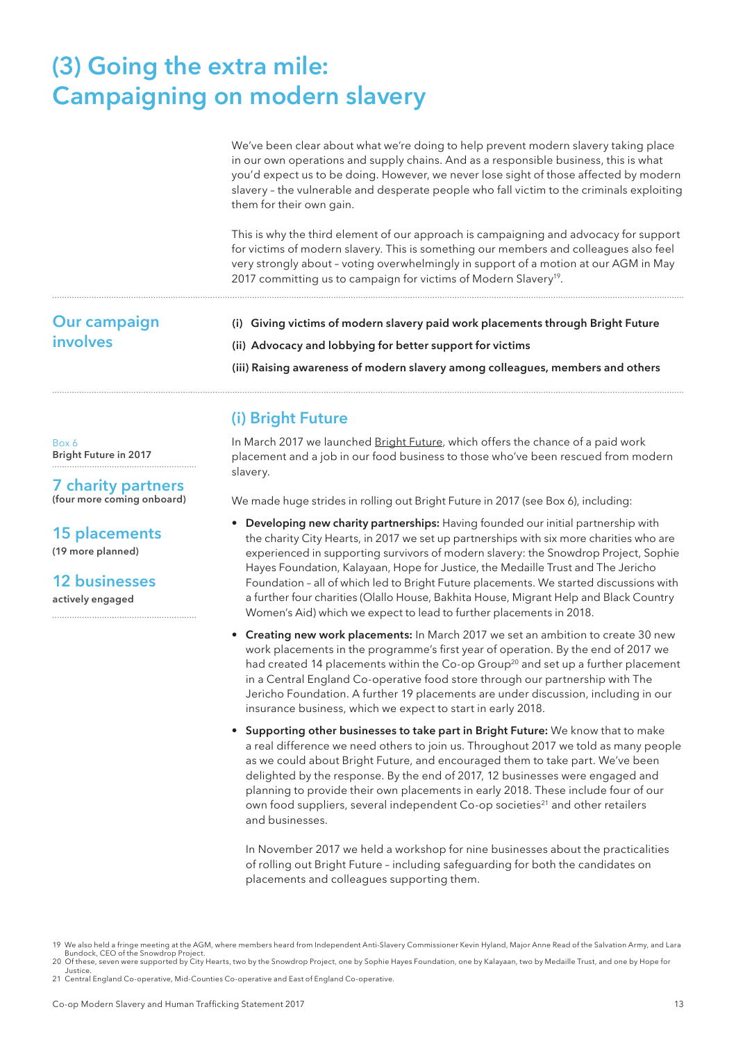# (3) Going the extra mile: Campaigning on modern slavery

We've been clear about what we're doing to help prevent modern slavery taking place in our own operations and supply chains. And as a responsible business, this is what you'd expect us to be doing. However, we never lose sight of those affected by modern slavery – the vulnerable and desperate people who fall victim to the criminals exploiting them for their own gain.

This is why the third element of our approach is campaigning and advocacy for support for victims of modern slavery. This is something our members and colleagues also feel very strongly about – voting overwhelmingly in support of a motion at our AGM in May 2017 committing us to campaign for victims of Modern Slavery[19].

## Our campaign involves

**(i) Giving victims of modern slavery paid work placements through Bright Future**

**(ii) Advocacy and lobbying for better support for victims**

**(iii) Raising awareness of modern slavery among colleagues, members and others**

## (i) Bright Future

Box 6
**Bright Future in 2017**

**7 charity partners**
**(four more coming onboard)**

**15 placements**
**(19 more planned)**

**12 businesses**
**actively engaged**

In March 2017 we launched Bright Future, which offers the chance of a paid work placement and a job in our food business to those who've been rescued from modern slavery.

We made huge strides in rolling out Bright Future in 2017 (see Box 6), including:

- **Developing new charity partnerships:** Having founded our initial partnership with the charity City Hearts, in 2017 we set up partnerships with six more charities who are experienced in supporting survivors of modern slavery: the Snowdrop Project, Sophie Hayes Foundation, Kalayaan, Hope for Justice, the Medaille Trust and The Jericho Foundation – all of which led to Bright Future placements. We started discussions with a further four charities (Olallo House, Bakhita House, Migrant Help and Black Country Women's Aid) which we expect to lead to further placements in 2018.
- **Creating new work placements:** In March 2017 we set an ambition to create 30 new work placements in the programme's first year of operation. By the end of 2017 we had created 14 placements within the Co-op Group[20] and set up a further placement in a Central England Co-operative food store through our partnership with The Jericho Foundation. A further 19 placements are under discussion, including in our insurance business, which we expect to start in early 2018.
- **Supporting other businesses to take part in Bright Future:** We know that to make a real difference we need others to join us. Throughout 2017 we told as many people as we could about Bright Future, and encouraged them to take part. We've been delighted by the response. By the end of 2017, 12 businesses were engaged and planning to provide their own placements in early 2018. These include four of our own food suppliers, several independent Co-op societies[21] and other retailers and businesses.

  In November 2017 we held a workshop for nine businesses about the practicalities of rolling out Bright Future – including safeguarding for both the candidates on placements and colleagues supporting them.

19 We also held a fringe meeting at the AGM, where members heard from Independent Anti-Slavery Commissioner Kevin Hyland, Major Anne Read of the Salvation Army, and Lara Bundock, CEO of the Snowdrop Project.
20 Of these, seven were supported by City Hearts, two by the Snowdrop Project, one by Sophie Hayes Foundation, one by Kalayaan, two by Medaille Trust, and one by Hope for Justice.
21 Central England Co-operative, Mid-Counties Co-operative and East of England Co-operative.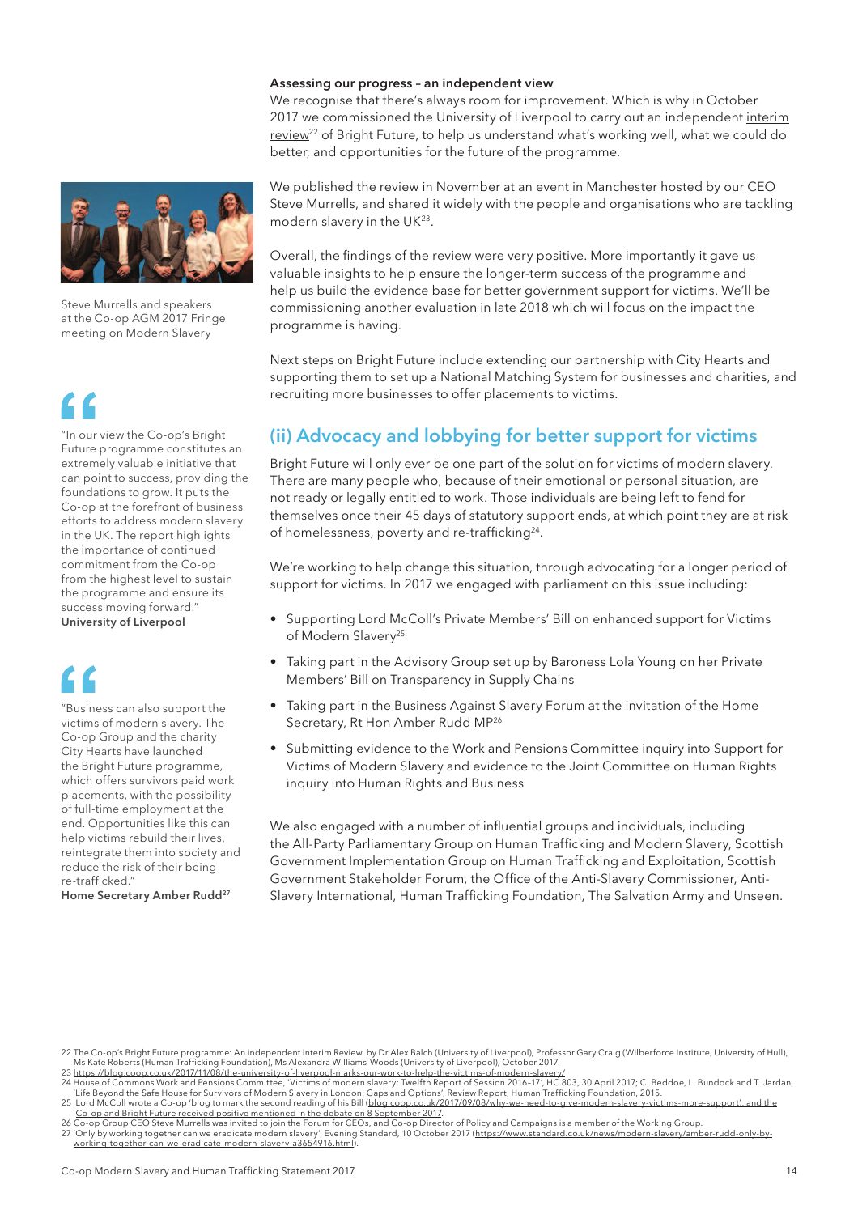**Assessing our progress – an independent view**

We recognise that there's always room for improvement. Which is why in October 2017 we commissioned the University of Liverpool to carry out an independent interim review[22] of Bright Future, to help us understand what's working well, what we could do better, and opportunities for the future of the programme.

We published the review in November at an event in Manchester hosted by our CEO Steve Murrells, and shared it widely with the people and organisations who are tackling modern slavery in the UK[23].

Overall, the findings of the review were very positive. More importantly it gave us valuable insights to help ensure the longer-term success of the programme and help us build the evidence base for better government support for victims. We'll be commissioning another evaluation in late 2018 which will focus on the impact the programme is having.

Next steps on Bright Future include extending our partnership with City Hearts and supporting them to set up a National Matching System for businesses and charities, and recruiting more businesses to offer placements to victims.

Steve Murrells and speakers at the Co-op AGM 2017 Fringe meeting on Modern Slavery

> "In our view the Co-op's Bright Future programme constitutes an extremely valuable initiative that can point to success, providing the foundations to grow. It puts the Co-op at the forefront of business efforts to address modern slavery in the UK. The report highlights the importance of continued commitment from the Co-op from the highest level to sustain the programme and ensure its success moving forward."
> **University of Liverpool**

> "Business can also support the victims of modern slavery. The Co-op Group and the charity City Hearts have launched the Bright Future programme, which offers survivors paid work placements, with the possibility of full-time employment at the end. Opportunities like this can help victims rebuild their lives, reintegrate them into society and reduce the risk of their being re-trafficked."
> **Home Secretary Amber Rudd[27]**

## (ii) Advocacy and lobbying for better support for victims

Bright Future will only ever be one part of the solution for victims of modern slavery. There are many people who, because of their emotional or personal situation, are not ready or legally entitled to work. Those individuals are being left to fend for themselves once their 45 days of statutory support ends, at which point they are at risk of homelessness, poverty and re-trafficking[24].

We're working to help change this situation, through advocating for a longer period of support for victims. In 2017 we engaged with parliament on this issue including:

- Supporting Lord McColl's Private Members' Bill on enhanced support for Victims of Modern Slavery[25]
- Taking part in the Advisory Group set up by Baroness Lola Young on her Private Members' Bill on Transparency in Supply Chains
- Taking part in the Business Against Slavery Forum at the invitation of the Home Secretary, Rt Hon Amber Rudd MP[26]
- Submitting evidence to the Work and Pensions Committee inquiry into Support for Victims of Modern Slavery and evidence to the Joint Committee on Human Rights inquiry into Human Rights and Business

We also engaged with a number of influential groups and individuals, including the All-Party Parliamentary Group on Human Trafficking and Modern Slavery, Scottish Government Implementation Group on Human Trafficking and Exploitation, Scottish Government Stakeholder Forum, the Office of the Anti-Slavery Commissioner, Anti-Slavery International, Human Trafficking Foundation, The Salvation Army and Unseen.

22 The Co-op's Bright Future programme: An independent Interim Review, by Dr Alex Balch (University of Liverpool), Professor Gary Craig (Wilberforce Institute, University of Hull), Ms Kate Roberts (Human Trafficking Foundation), Ms Alexandra Williams-Woods (University of Liverpool), October 2017.
23 https://blog.coop.co.uk/2017/11/08/the-university-of-liverpool-marks-our-work-to-help-the-victims-of-modern-slavery/
24 House of Commons Work and Pensions Committee, 'Victims of modern slavery: Twelfth Report of Session 2016–17', HC 803, 30 April 2017; C. Beddoe, L. Bundock and T. Jardan, 'Life Beyond the Safe House for Survivors of Modern Slavery in London: Gaps and Options', Review Report, Human Trafficking Foundation, 2015.
25 Lord McColl wrote a Co-op 'blog to mark the second reading of his Bill (blog.coop.co.uk/2017/09/08/why-we-need-to-give-modern-slavery-victims-more-support), and the Co-op and Bright Future received positive mentioned in the debate on 8 September 2017.
26 Co-op Group CEO Steve Murrells was invited to join the Forum for CEOs, and Co-op Director of Policy and Campaigns is a member of the Working Group.
27 'Only by working together can we eradicate modern slavery', Evening Standard, 10 October 2017 (https://www.standard.co.uk/news/modern-slavery/amber-rudd-only-by-working-together-can-we-eradicate-modern-slavery-a3654916.html).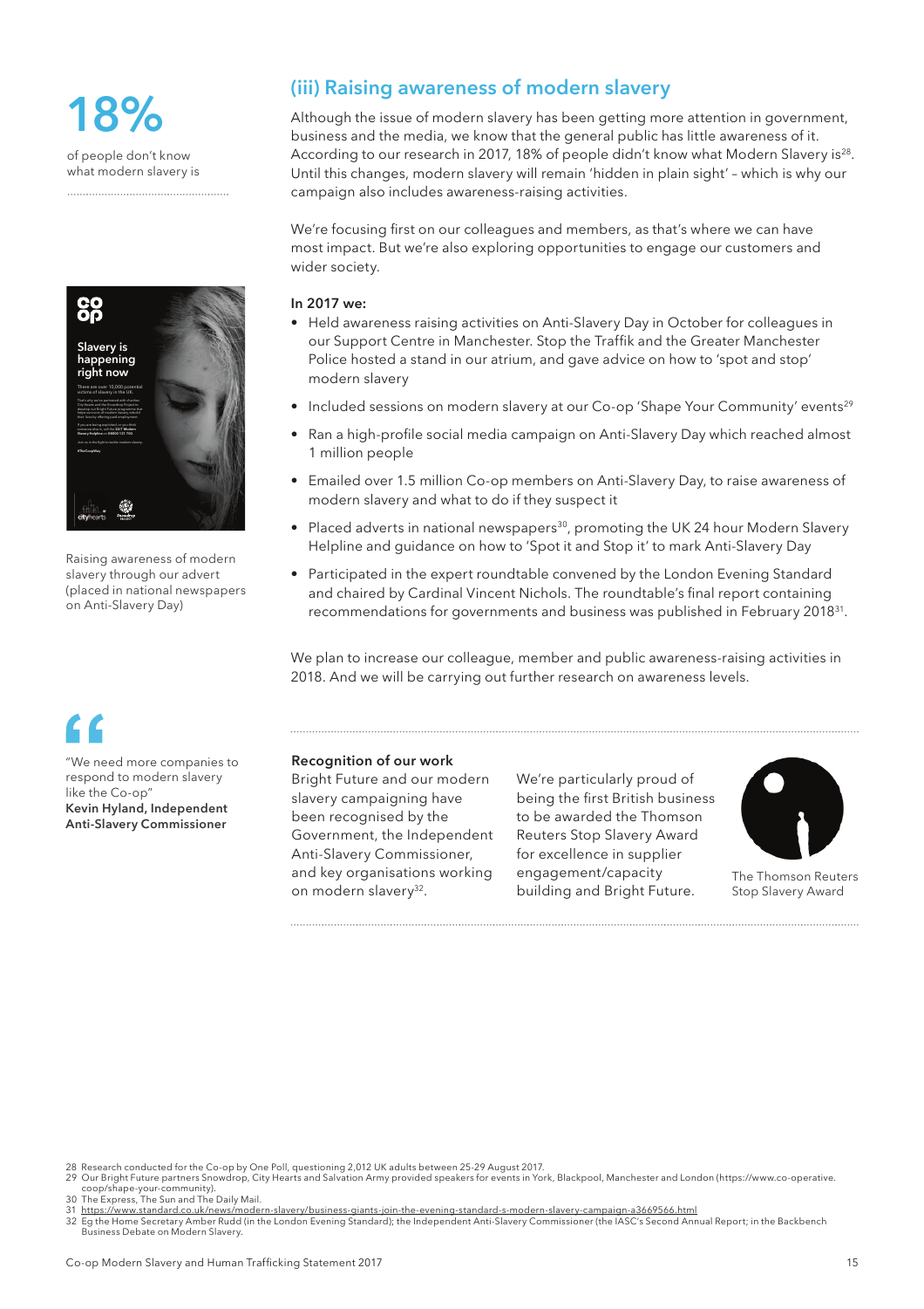**18%**

of people don't know what modern slavery is

Raising awareness of modern slavery through our advert (placed in national newspapers on Anti-Slavery Day)

## (iii) Raising awareness of modern slavery

Although the issue of modern slavery has been getting more attention in government, business and the media, we know that the general public has little awareness of it. According to our research in 2017, 18% of people didn't know what Modern Slavery is[28]. Until this changes, modern slavery will remain 'hidden in plain sight' – which is why our campaign also includes awareness-raising activities.

We're focusing first on our colleagues and members, as that's where we can have most impact. But we're also exploring opportunities to engage our customers and wider society.

**In 2017 we:**

- Held awareness raising activities on Anti-Slavery Day in October for colleagues in our Support Centre in Manchester. Stop the Traffik and the Greater Manchester Police hosted a stand in our atrium, and gave advice on how to 'spot and stop' modern slavery
- Included sessions on modern slavery at our Co-op 'Shape Your Community' events[29]
- Ran a high-profile social media campaign on Anti-Slavery Day which reached almost 1 million people
- Emailed over 1.5 million Co-op members on Anti-Slavery Day, to raise awareness of modern slavery and what to do if they suspect it
- Placed adverts in national newspapers[30], promoting the UK 24 hour Modern Slavery Helpline and guidance on how to 'Spot it and Stop it' to mark Anti-Slavery Day
- Participated in the expert roundtable convened by the London Evening Standard and chaired by Cardinal Vincent Nichols. The roundtable's final report containing recommendations for governments and business was published in February 2018[31].

We plan to increase our colleague, member and public awareness-raising activities in 2018. And we will be carrying out further research on awareness levels.

"We need more companies to respond to modern slavery like the Co-op"
**Kevin Hyland, Independent Anti-Slavery Commissioner**

**Recognition of our work**

Bright Future and our modern slavery campaigning have been recognised by the Government, the Independent Anti-Slavery Commissioner, and key organisations working on modern slavery[32].

We're particularly proud of being the first British business to be awarded the Thomson Reuters Stop Slavery Award for excellence in supplier engagement/capacity building and Bright Future.

The Thomson Reuters Stop Slavery Award

28 Research conducted for the Co-op by One Poll, questioning 2,012 UK adults between 25-29 August 2017.
29 Our Bright Future partners Snowdrop, City Hearts and Salvation Army provided speakers for events in York, Blackpool, Manchester and London (https://www.co-operative.coop/shape-your-community).
30 The Express, The Sun and The Daily Mail.
31 https://www.standard.co.uk/news/modern-slavery/business-giants-join-the-evening-standard-s-modern-slavery-campaign-a3669566.html
32 Eg the Home Secretary Amber Rudd (in the London Evening Standard); the Independent Anti-Slavery Commissioner (the IASC's Second Annual Report; in the Backbench Business Debate on Modern Slavery.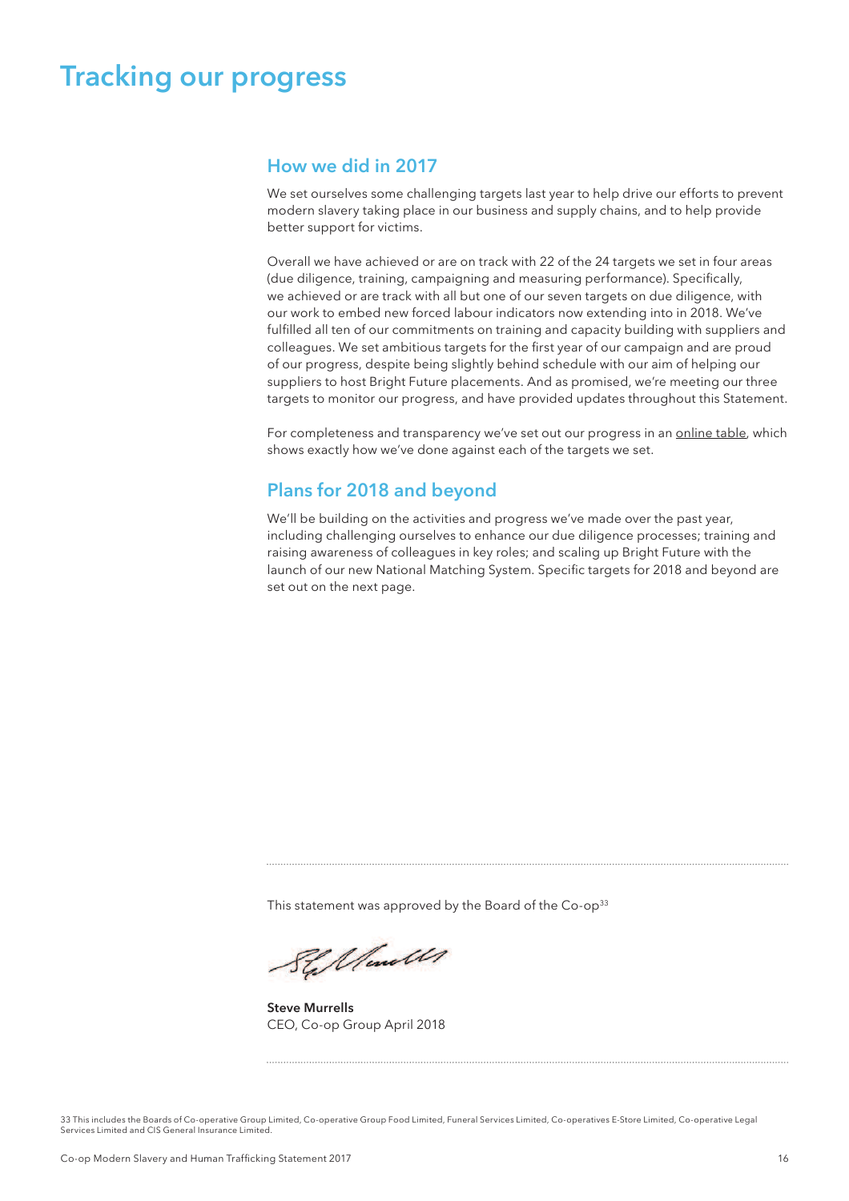# Tracking our progress

## How we did in 2017

We set ourselves some challenging targets last year to help drive our efforts to prevent modern slavery taking place in our business and supply chains, and to help provide better support for victims.

Overall we have achieved or are on track with 22 of the 24 targets we set in four areas (due diligence, training, campaigning and measuring performance). Specifically, we achieved or are track with all but one of our seven targets on due diligence, with our work to embed new forced labour indicators now extending into in 2018. We've fulfilled all ten of our commitments on training and capacity building with suppliers and colleagues. We set ambitious targets for the first year of our campaign and are proud of our progress, despite being slightly behind schedule with our aim of helping our suppliers to host Bright Future placements. And as promised, we're meeting our three targets to monitor our progress, and have provided updates throughout this Statement.

For completeness and transparency we've set out our progress in an online table, which shows exactly how we've done against each of the targets we set.

## Plans for 2018 and beyond

We'll be building on the activities and progress we've made over the past year, including challenging ourselves to enhance our due diligence processes; training and raising awareness of colleagues in key roles; and scaling up Bright Future with the launch of our new National Matching System. Specific targets for 2018 and beyond are set out on the next page.

---

This statement was approved by the Board of the Co-op[33]

**Steve Murrells**
CEO, Co-op Group April 2018

---

33 This includes the Boards of Co-operative Group Limited, Co-operative Group Food Limited, Funeral Services Limited, Co-operatives E-Store Limited, Co-operative Legal Services Limited and CIS General Insurance Limited.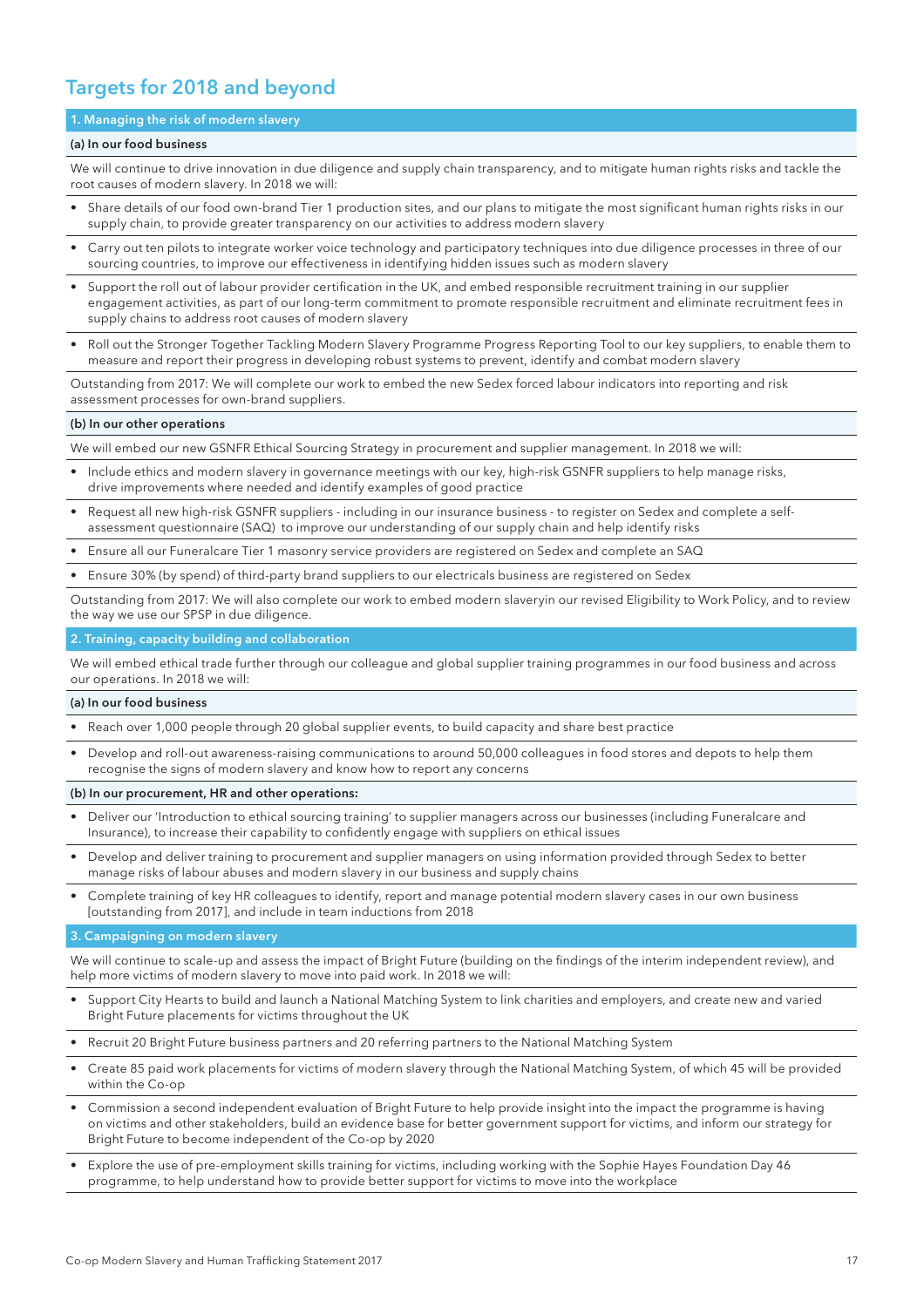## Targets for 2018 and beyond

### 1. Managing the risk of modern slavery

#### (a) In our food business

We will continue to drive innovation in due diligence and supply chain transparency, and to mitigate human rights risks and tackle the root causes of modern slavery. In 2018 we will:

- Share details of our food own-brand Tier 1 production sites, and our plans to mitigate the most significant human rights risks in our supply chain, to provide greater transparency on our activities to address modern slavery
- Carry out ten pilots to integrate worker voice technology and participatory techniques into due diligence processes in three of our sourcing countries, to improve our effectiveness in identifying hidden issues such as modern slavery
- Support the roll out of labour provider certification in the UK, and embed responsible recruitment training in our supplier engagement activities, as part of our long-term commitment to promote responsible recruitment and eliminate recruitment fees in supply chains to address root causes of modern slavery
- Roll out the Stronger Together Tackling Modern Slavery Programme Progress Reporting Tool to our key suppliers, to enable them to measure and report their progress in developing robust systems to prevent, identify and combat modern slavery

Outstanding from 2017: We will complete our work to embed the new Sedex forced labour indicators into reporting and risk assessment processes for own-brand suppliers.

#### (b) In our other operations

We will embed our new GSNFR Ethical Sourcing Strategy in procurement and supplier management. In 2018 we will:

- Include ethics and modern slavery in governance meetings with our key, high-risk GSNFR suppliers to help manage risks, drive improvements where needed and identify examples of good practice
- Request all new high-risk GSNFR suppliers - including in our insurance business - to register on Sedex and complete a self-assessment questionnaire (SAQ) to improve our understanding of our supply chain and help identify risks
- Ensure all our Funeralcare Tier 1 masonry service providers are registered on Sedex and complete an SAQ
- Ensure 30% (by spend) of third-party brand suppliers to our electricals business are registered on Sedex

Outstanding from 2017: We will also complete our work to embed modern slaveryin our revised Eligibility to Work Policy, and to review the way we use our SPSP in due diligence.

### 2. Training, capacity building and collaboration

We will embed ethical trade further through our colleague and global supplier training programmes in our food business and across our operations. In 2018 we will:

#### (a) In our food business

- Reach over 1,000 people through 20 global supplier events, to build capacity and share best practice
- Develop and roll-out awareness-raising communications to around 50,000 colleagues in food stores and depots to help them recognise the signs of modern slavery and know how to report any concerns

#### (b) In our procurement, HR and other operations:

- Deliver our 'Introduction to ethical sourcing training' to supplier managers across our businesses (including Funeralcare and Insurance), to increase their capability to confidently engage with suppliers on ethical issues
- Develop and deliver training to procurement and supplier managers on using information provided through Sedex to better manage risks of labour abuses and modern slavery in our business and supply chains
- Complete training of key HR colleagues to identify, report and manage potential modern slavery cases in our own business [outstanding from 2017], and include in team inductions from 2018

### 3. Campaigning on modern slavery

We will continue to scale-up and assess the impact of Bright Future (building on the findings of the interim independent review), and help more victims of modern slavery to move into paid work. In 2018 we will:

- Support City Hearts to build and launch a National Matching System to link charities and employers, and create new and varied Bright Future placements for victims throughout the UK
- Recruit 20 Bright Future business partners and 20 referring partners to the National Matching System
- Create 85 paid work placements for victims of modern slavery through the National Matching System, of which 45 will be provided within the Co-op
- Commission a second independent evaluation of Bright Future to help provide insight into the impact the programme is having on victims and other stakeholders, build an evidence base for better government support for victims, and inform our strategy for Bright Future to become independent of the Co-op by 2020
- Explore the use of pre-employment skills training for victims, including working with the Sophie Hayes Foundation Day 46 programme, to help understand how to provide better support for victims to move into the workplace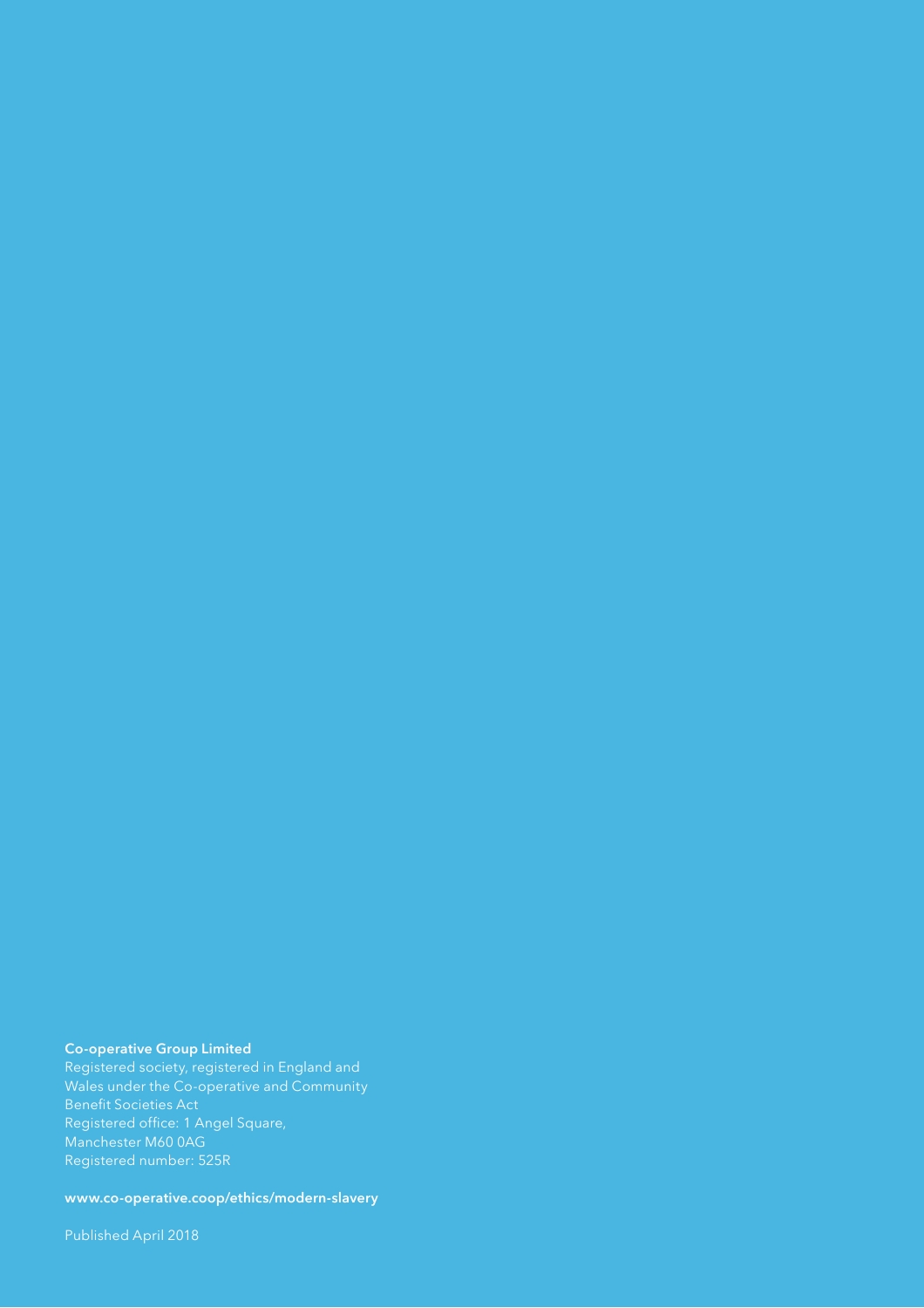**Co-operative Group Limited**
Registered society, registered in England and Wales under the Co-operative and Community Benefit Societies Act
Registered office: 1 Angel Square, Manchester M60 0AG
Registered number: 525R

**www.co-operative.coop/ethics/modern-slavery**

Published April 2018